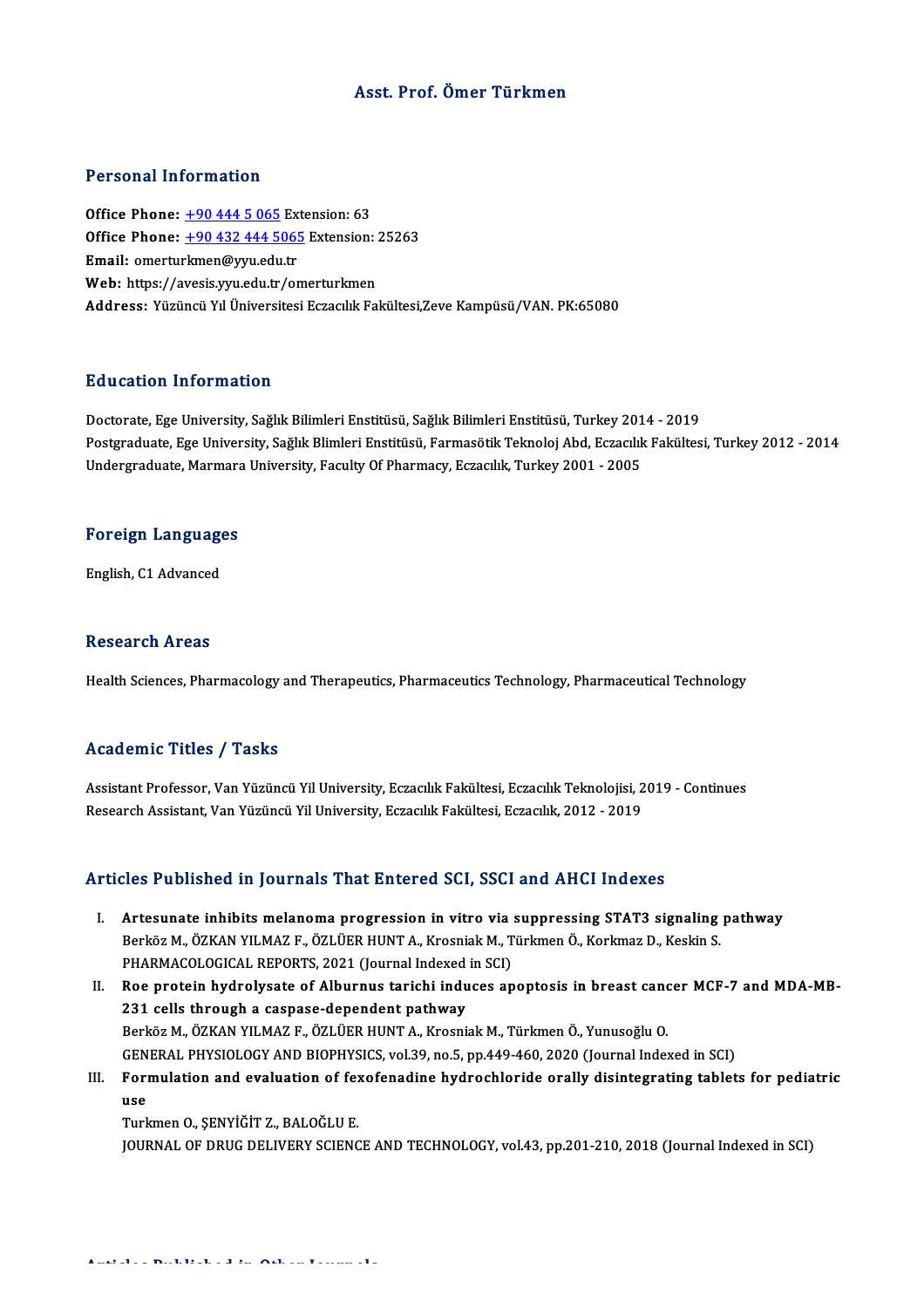# Asst. Prof. Ömer Türkmen

## Personal Information

**Office Phone:** +90 444 5 065 Extension: 63
**Office Phone:** +90 432 444 5065 Extension: 25263
**Email:** omerturkmen@yyu.edu.tr
**Web:** https://avesis.yyu.edu.tr/omerturkmen
**Address:** Yüzüncü Yıl Üniversitesi Eczacılık Fakültesi,Zeve Kampüsü/VAN. PK:65080

## Education Information

Doctorate, Ege University, Sağlık Bilimleri Enstitüsü, Sağlık Bilimleri Enstitüsü, Turkey 2014 - 2019
Postgraduate, Ege University, Sağlık Blimleri Enstitüsü, Farmasötik Teknoloj Abd, Eczacılık Fakültesi, Turkey 2012 - 2014
Undergraduate, Marmara University, Faculty Of Pharmacy, Eczacılık, Turkey 2001 - 2005

## Foreign Languages

English, C1 Advanced

## Research Areas

Health Sciences, Pharmacology and Therapeutics, Pharmaceutics Technology, Pharmaceutical Technology

## Academic Titles / Tasks

Assistant Professor, Van Yüzüncü Yil University, Eczacılık Fakültesi, Eczacılık Teknolojisi, 2019 - Continues
Research Assistant, Van Yüzüncü Yil University, Eczacılık Fakültesi, Eczacılık, 2012 - 2019

## Articles Published in Journals That Entered SCI, SSCI and AHCI Indexes

I. **Artesunate inhibits melanoma progression in vitro via suppressing STAT3 signaling pathway**
Berköz M., ÖZKAN YILMAZ F., ÖZLÜER HUNT A., Krosniak M., Türkmen Ö., Korkmaz D., Keskin S.
PHARMACOLOGICAL REPORTS, 2021 (Journal Indexed in SCI)

II. **Roe protein hydrolysate of Alburnus tarichi induces apoptosis in breast cancer MCF-7 and MDA-MB-231 cells through a caspase-dependent pathway**
Berköz M., ÖZKAN YILMAZ F., ÖZLÜER HUNT A., Krosniak M., Türkmen Ö., Yunusoğlu O.
GENERAL PHYSIOLOGY AND BIOPHYSICS, vol.39, no.5, pp.449-460, 2020 (Journal Indexed in SCI)

III. **Formulation and evaluation of fexofenadine hydrochloride orally disintegrating tablets for pediatric use**
Turkmen O., ŞENYİĞİT Z., BALOĞLU E.
JOURNAL OF DRUG DELIVERY SCIENCE AND TECHNOLOGY, vol.43, pp.201-210, 2018 (Journal Indexed in SCI)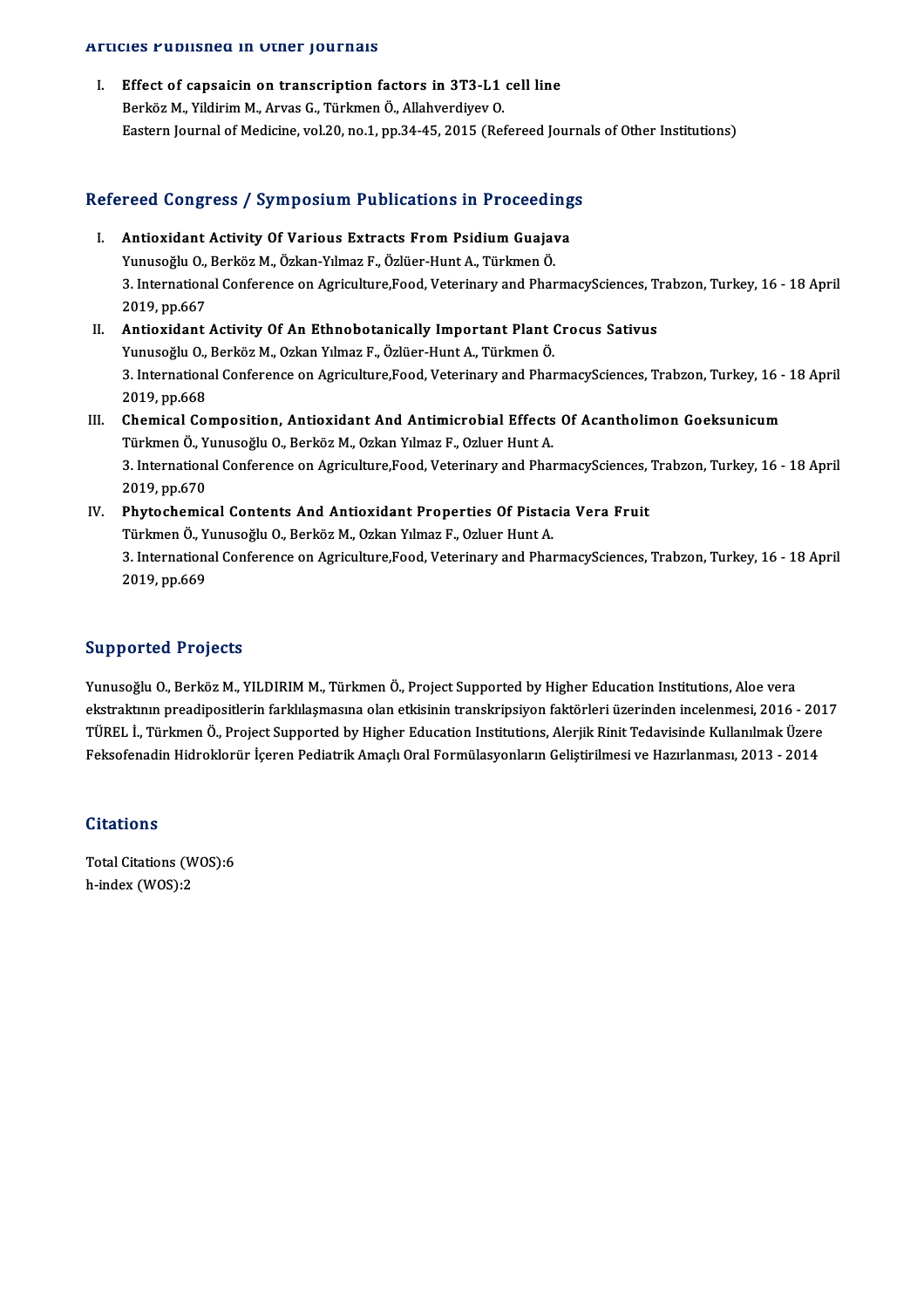## Articles Published in Other Journals

I. **Effect of capsaicin on transcription factors in 3T3-L1 cell line**
   Berköz M., Yildirim M., Arvas G., Türkmen Ö., Allahverdiyev O.
   Eastern Journal of Medicine, vol.20, no.1, pp.34-45, 2015 (Refereed Journals of Other Institutions)

## Refereed Congress / Symposium Publications in Proceedings

I. **Antioxidant Activity Of Various Extracts From Psidium Guajava**
   Yunusoğlu O., Berköz M., Özkan-Yılmaz F., Özlüer-Hunt A., Türkmen Ö.
   3. International Conference on Agriculture,Food, Veterinary and PharmacySciences, Trabzon, Turkey, 16 - 18 April 2019, pp.667

II. **Antioxidant Activity Of An Ethnobotanically Important Plant Crocus Sativus**
   Yunusoğlu O., Berköz M., Ozkan Yılmaz F., Özlüer-Hunt A., Türkmen Ö.
   3. International Conference on Agriculture,Food, Veterinary and PharmacySciences, Trabzon, Turkey, 16 - 18 April 2019, pp.668

III. **Chemical Composition, Antioxidant And Antimicrobial Effects Of Acantholimon Goeksunicum**
   Türkmen Ö., Yunusoğlu O., Berköz M., Ozkan Yılmaz F., Ozluer Hunt A.
   3. International Conference on Agriculture,Food, Veterinary and PharmacySciences, Trabzon, Turkey, 16 - 18 April 2019, pp.670

IV. **Phytochemical Contents And Antioxidant Properties Of Pistacia Vera Fruit**
   Türkmen Ö., Yunusoğlu O., Berköz M., Ozkan Yılmaz F., Ozluer Hunt A.
   3. International Conference on Agriculture,Food, Veterinary and PharmacySciences, Trabzon, Turkey, 16 - 18 April 2019, pp.669

## Supported Projects

Yunusoğlu O., Berköz M., YILDIRIM M., Türkmen Ö., Project Supported by Higher Education Institutions, Aloe vera ekstraktının preadipositlerin farklılaşmasına olan etkisinin transkripsiyon faktörleri üzerinden incelenmesi, 2016 - 2017

TÜREL İ., Türkmen Ö., Project Supported by Higher Education Institutions, Alerjik Rinit Tedavisinde Kullanılmak Üzere Feksofenadin Hidroklorür İçeren Pediatrik Amaçlı Oral Formülasyonların Geliştirilmesi ve Hazırlanması, 2013 - 2014

## Citations

Total Citations (WOS):6
h-index (WOS):2